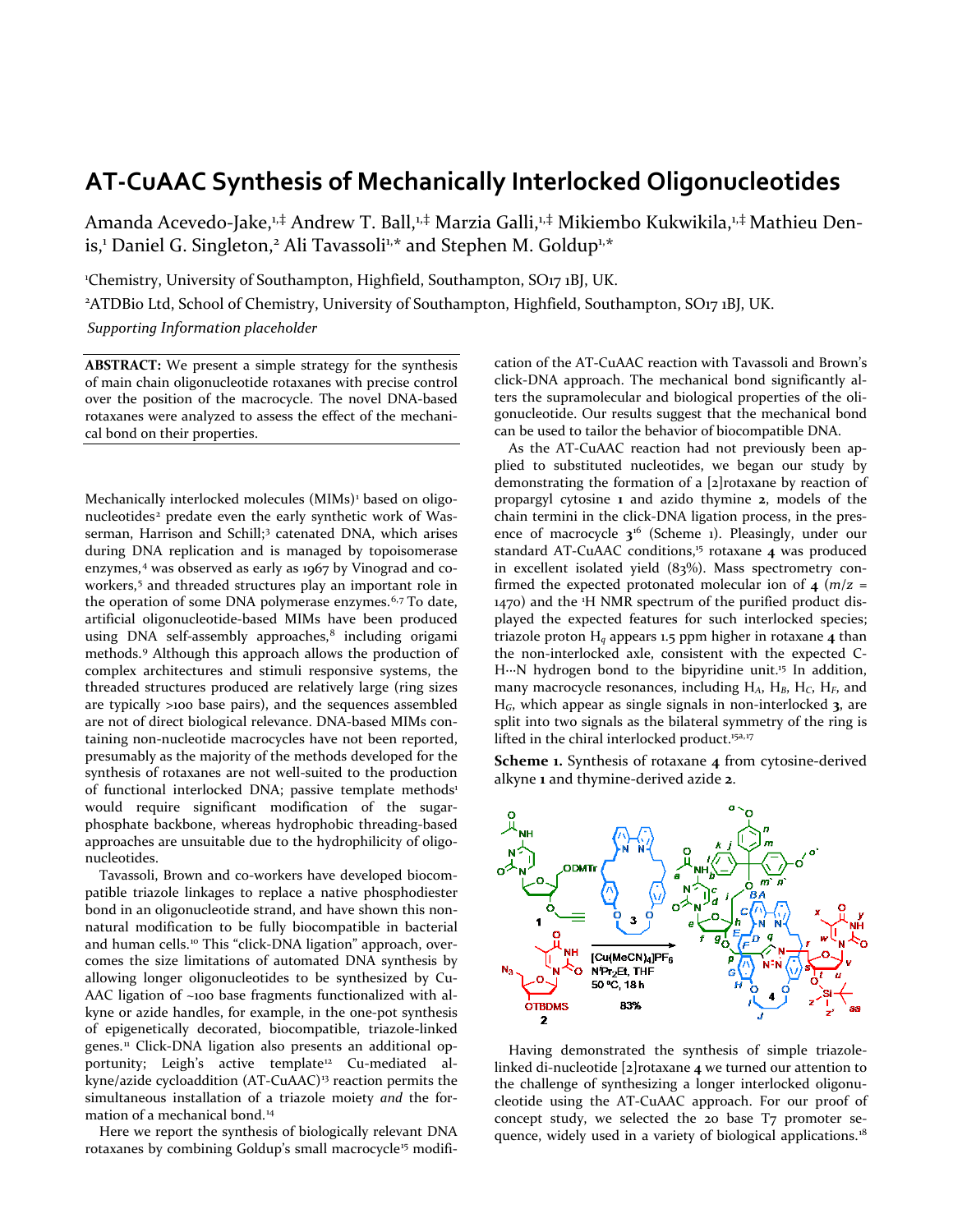# AT-CuAAC Synthesis of Mechanically Interlocked Oligonucleotides

Amanda Acevedo-Jake,[1,‡] Andrew T. Ball,[1,‡] Marzia Galli,[1,‡] Mikiembo Kukwikila,[1,‡] Mathieu Denis,[1] Daniel G. Singleton,[2] Ali Tavassoli[1,*] and Stephen M. Goldup[1,*]

[1]Chemistry, University of Southampton, Highfield, Southampton, SO17 1BJ, UK.

[2]ATDBio Ltd, School of Chemistry, University of Southampton, Highfield, Southampton, SO17 1BJ, UK.

*Supporting Information placeholder*

**ABSTRACT:** We present a simple strategy for the synthesis of main chain oligonucleotide rotaxanes with precise control over the position of the macrocycle. The novel DNA-based rotaxanes were analyzed to assess the effect of the mechanical bond on their properties.

Mechanically interlocked molecules (MIMs)[1] based on oligonucleotides[2] predate even the early synthetic work of Wasserman, Harrison and Schill;[3] catenated DNA, which arises during DNA replication and is managed by topoisomerase enzymes,[4] was observed as early as 1967 by Vinograd and coworkers,[5] and threaded structures play an important role in the operation of some DNA polymerase enzymes.[6,7] To date, artificial oligonucleotide-based MIMs have been produced using DNA self-assembly approaches,[8] including origami methods.[9] Although this approach allows the production of complex architectures and stimuli responsive systems, the threaded structures produced are relatively large (ring sizes are typically >100 base pairs), and the sequences assembled are not of direct biological relevance. DNA-based MIMs containing non-nucleotide macrocycles have not been reported, presumably as the majority of the methods developed for the synthesis of rotaxanes are not well-suited to the production of functional interlocked DNA; passive template methods[1] would require significant modification of the sugar-phosphate backbone, whereas hydrophobic threading-based approaches are unsuitable due to the hydrophilicity of oligonucleotides.

Tavassoli, Brown and co-workers have developed biocompatible triazole linkages to replace a native phosphodiester bond in an oligonucleotide strand, and have shown this non-natural modification to be fully biocompatible in bacterial and human cells.[10] This "click-DNA ligation" approach, overcomes the size limitations of automated DNA synthesis by allowing longer oligonucleotides to be synthesized by Cu-AAC ligation of ~100 base fragments functionalized with alkyne or azide handles, for example, in the one-pot synthesis of epigenetically decorated, biocompatible, triazole-linked genes.[11] Click-DNA ligation also presents an additional opportunity; Leigh's active template[12] Cu-mediated alkyne/azide cycloaddition (AT-CuAAC)[13] reaction permits the simultaneous installation of a triazole moiety *and* the formation of a mechanical bond.[14]

Here we report the synthesis of biologically relevant DNA rotaxanes by combining Goldup's small macrocycle[15] modification of the AT-CuAAC reaction with Tavassoli and Brown's click-DNA approach. The mechanical bond significantly alters the supramolecular and biological properties of the oligonucleotide. Our results suggest that the mechanical bond can be used to tailor the behavior of biocompatible DNA.

As the AT-CuAAC reaction had not previously been applied to substituted nucleotides, we began our study by demonstrating the formation of a [2]rotaxane by reaction of propargyl cytosine **1** and azido thymine **2**, models of the chain termini in the click-DNA ligation process, in the presence of macrocycle **3**[16] (Scheme 1). Pleasingly, under our standard AT-CuAAC conditions,[15] rotaxane **4** was produced in excellent isolated yield (83%). Mass spectrometry confirmed the expected protonated molecular ion of **4** ($m/z$ = 1470) and the $^1$H NMR spectrum of the purified product displayed the expected features for such interlocked species; triazole proton $H_q$ appears 1.5 ppm higher in rotaxane **4** than the non-interlocked axle, consistent with the expected C-H···N hydrogen bond to the bipyridine unit.[15] In addition, many macrocycle resonances, including $H_A$, $H_B$, $H_C$, $H_F$, and $H_G$, which appear as single signals in non-interlocked **3**, are split into two signals as the bilateral symmetry of the ring is lifted in the chiral interlocked product.[15a,17]

**Scheme 1.** Synthesis of rotaxane **4** from cytosine-derived alkyne **1** and thymine-derived azide **2**.

Having demonstrated the synthesis of simple triazole-linked di-nucleotide [2]rotaxane **4** we turned our attention to the challenge of synthesizing a longer interlocked oligonucleotide using the AT-CuAAC approach. For our proof of concept study, we selected the 20 base T7 promoter sequence, widely used in a variety of biological applications.[18]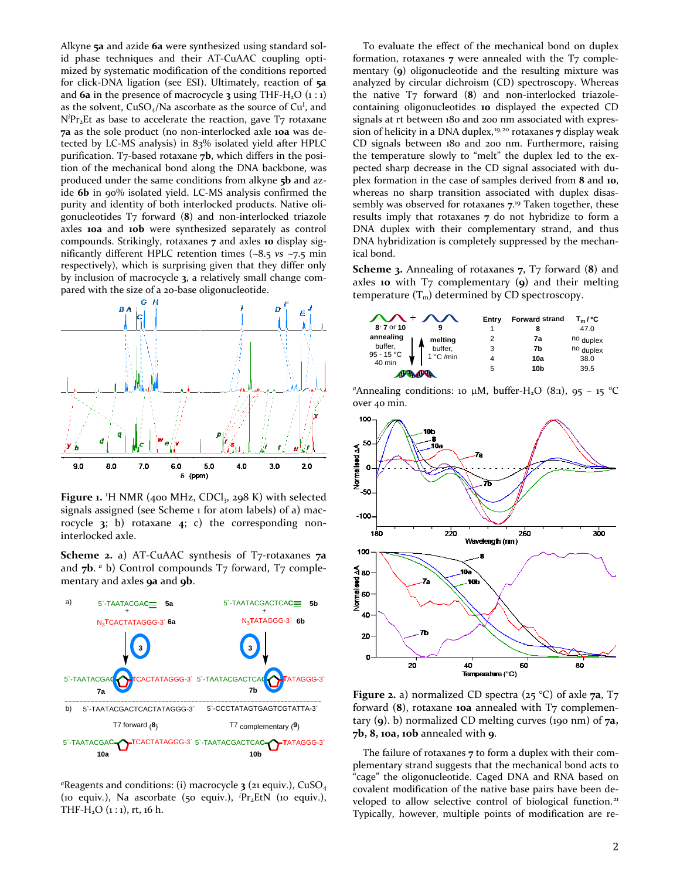Alkyne **5a** and azide **6a** were synthesized using standard solid phase techniques and their AT-CuAAC coupling optimized by systematic modification of the conditions reported for click-DNA ligation (see ESI). Ultimately, reaction of **5a** and **6a** in the presence of macrocycle **3** using THF-$H_2O$ (1 : 1) as the solvent, $CuSO_4$/Na ascorbate as the source of $Cu^I$, and $N^iPr_2Et$ as base to accelerate the reaction, gave T7 rotaxane **7a** as the sole product (no non-interlocked axle **10a** was detected by LC-MS analysis) in 83% isolated yield after HPLC purification. T7-based rotaxane **7b**, which differs in the position of the mechanical bond along the DNA backbone, was produced under the same conditions from alkyne **5b** and azide **6b** in 90% isolated yield. LC-MS analysis confirmed the purity and identity of both interlocked products. Native oligonucleotides T7 forward (**8**) and non-interlocked triazole axles **10a** and **10b** were synthesized separately as control compounds. Strikingly, rotaxanes **7** and axles **10** display significantly different HPLC retention times (~8.5 *vs* ~7.5 min respectively), which is surprising given that they differ only by inclusion of macrocycle **3**, a relatively small change compared with the size of a 20-base oligonucleotide.

**Figure 1.** $^1$H NMR (400 MHz, $CDCl_3$, 298 K) with selected signals assigned (see Scheme 1 for atom labels) of a) macrocycle **3**; b) rotaxane **4**; c) the corresponding non-interlocked axle.

**Scheme 2.** a) AT-CuAAC synthesis of T7-rotaxanes **7a** and **7b**. [a] b) Control compounds T7 forward, T7 complementary and axles **9a** and **9b**.

[a]Reagents and conditions: (i) macrocycle **3** (21 equiv.), $CuSO_4$ (10 equiv.), Na ascorbate (50 equiv.), $^iPr_2EtN$ (10 equiv.), THF-$H_2O$ (1 : 1), rt, 16 h.

To evaluate the effect of the mechanical bond on duplex formation, rotaxanes **7** were annealed with the T7 complementary (**9**) oligonucleotide and the resulting mixture was analyzed by circular dichroism (CD) spectroscopy. Whereas the native T7 forward (**8**) and non-interlocked triazole-containing oligonucleotides **10** displayed the expected CD signals at rt between 180 and 200 nm associated with expression of helicity in a DNA duplex,[19,20] rotaxanes **7** display weak CD signals between 180 and 200 nm. Furthermore, raising the temperature slowly to "melt" the duplex led to the expected sharp decrease in the CD signal associated with duplex formation in the case of samples derived from **8** and **10**, whereas no sharp transition associated with duplex disassembly was observed for rotaxanes **7**.[19] Taken together, these results imply that rotaxanes **7** do not hybridize to form a DNA duplex with their complementary strand, and thus DNA hybridization is completely suppressed by the mechanical bond.

**Scheme 3.** Annealing of rotaxanes **7**, T7 forward (**8**) and axles **10** with T7 complementary (**9**) and their melting temperature ($T_m$) determined by CD spectroscopy.

| Entry | Forward strand | $T_m$ / °C |
|---|---|---|
| 1 | **8** | 47.0 |
| 2 | **7a** | no duplex |
| 3 | **7b** | no duplex |
| 4 | **10a** | 38.0 |
| 5 | **10b** | 39.5 |

[a]Annealing conditions: 10 μM, buffer-$H_2O$ (8:1), 95 – 15 °C over 40 min.

**Figure 2.** a) normalized CD spectra (25 °C) of axle **7a**, T7 forward (**8**), rotaxane **10a** annealed with T7 complementary (**9**). b) normalized CD melting curves (190 nm) of **7a**, **7b**, **8**, **10a**, **10b** annealed with **9**.

The failure of rotaxanes **7** to form a duplex with their complementary strand suggests that the mechanical bond acts to "cage" the oligonucleotide. Caged DNA and RNA based on covalent modification of the native base pairs have been developed to allow selective control of biological function.[21] Typically, however, multiple points of modification are re-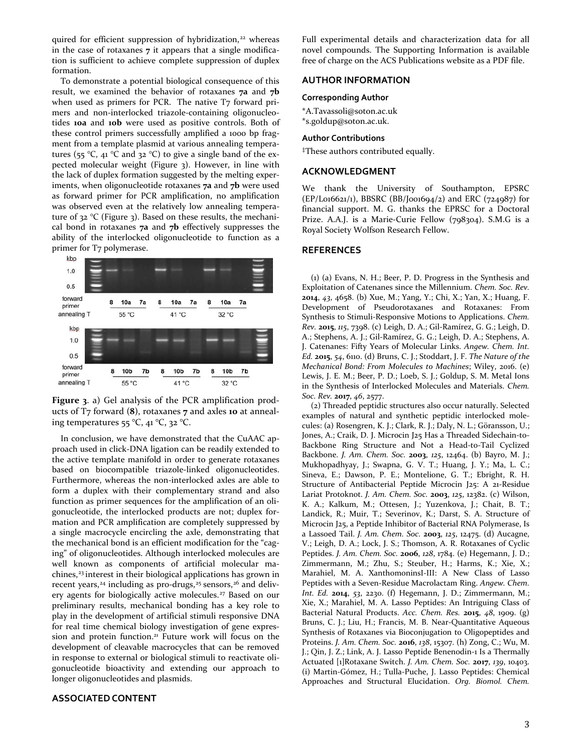quired for efficient suppression of hybridization,[22] whereas in the case of rotaxanes **7** it appears that a single modification is sufficient to achieve complete suppression of duplex formation.

To demonstrate a potential biological consequence of this result, we examined the behavior of rotaxanes **7a** and **7b** when used as primers for PCR. The native T7 forward primers and non-interlocked triazole-containing oligonucleotides **10a** and **10b** were used as positive controls. Both of these control primers successfully amplified a 1000 bp fragment from a template plasmid at various annealing temperatures (55 °C, 41 °C and 32 °C) to give a single band of the expected molecular weight (Figure 3). However, in line with the lack of duplex formation suggested by the melting experiments, when oligonucleotide rotaxanes **7a** and **7b** were used as forward primer for PCR amplification, no amplification was observed even at the relatively low annealing temperature of 32 °C (Figure 3). Based on these results, the mechanical bond in rotaxanes **7a** and **7b** effectively suppresses the ability of the interlocked oligonucleotide to function as a primer for T7 polymerase.

**Figure 3**. a) Gel analysis of the PCR amplification products of T7 forward (**8**), rotaxanes **7** and axles **10** at annealing temperatures 55 °C, 41 °C, 32 °C.

In conclusion, we have demonstrated that the CuAAC approach used in click-DNA ligation can be readily extended to the active template manifold in order to generate rotaxanes based on biocompatible triazole-linked oligonucleotides. Furthermore, whereas the non-interlocked axles are able to form a duplex with their complementary strand and also function as primer sequences for the amplification of an oligonucleotide, the interlocked products are not; duplex formation and PCR amplification are completely suppressed by a single macrocycle encircling the axle, demonstrating that the mechanical bond is an efficient modification for the "caging" of oligonucleotides. Although interlocked molecules are well known as components of artificial molecular machines,[23] interest in their biological applications has grown in recent years,[24] including as pro-drugs,[25] sensors,[26] and delivery agents for biologically active molecules.[27] Based on our preliminary results, mechanical bonding has a key role to play in the development of artificial stimuli responsive DNA for real time chemical biology investigation of gene expression and protein function.[21] Future work will focus on the development of cleavable macrocycles that can be removed in response to external or biological stimuli to reactivate oligonucleotide bioactivity and extending our approach to longer oligonucleotides and plasmids.

## ASSOCIATED CONTENT

Full experimental details and characterization data for all novel compounds. The Supporting Information is available free of charge on the ACS Publications website as a PDF file.

## AUTHOR INFORMATION

### Corresponding Author

*A.Tavassoli@soton.ac.uk
*s.goldup@soton.ac.uk.

### Author Contributions

‡These authors contributed equally.

## ACKNOWLEDGMENT

We thank the University of Southampton, EPSRC (EP/L016621/1), BBSRC (BB/J001694/2) and ERC (724987) for financial support. M. G. thanks the EPRSC for a Doctoral Prize. A.A.J. is a Marie-Curie Fellow (798304). S.M.G is a Royal Society Wolfson Research Fellow.

## REFERENCES

(1) (a) Evans, N. H.; Beer, P. D. Progress in the Synthesis and Exploitation of Catenanes since the Millennium. *Chem. Soc. Rev.* **2014**, *43*, 4658. (b) Xue, M.; Yang, Y.; Chi, X.; Yan, X.; Huang, F. Development of Pseudorotaxanes and Rotaxanes: From Synthesis to Stimuli-Responsive Motions to Applications. *Chem. Rev.* **2015**, *115*, 7398. (c) Leigh, D. A.; Gil-Ramírez, G. G.; Leigh, D. A.; Stephens, A. J.; Gil-Ramírez, G. G.; Leigh, D. A.; Stephens, A. J. Catenanes: Fifty Years of Molecular Links. *Angew. Chem. Int. Ed.* **2015**, *54*, 6110. (d) Bruns, C. J.; Stoddart, J. F. *The Nature of the Mechanical Bond: From Molecules to Machines*; Wiley, 2016. (e) Lewis, J. E. M.; Beer, P. D.; Loeb, S. J.; Goldup, S. M. Metal Ions in the Synthesis of Interlocked Molecules and Materials. *Chem. Soc. Rev.* **2017**, *46*, 2577.

(2) Threaded peptidic structures also occur naturally. Selected examples of natural and synthetic peptidic interlocked molecules: (a) Rosengren, K. J.; Clark, R. J.; Daly, N. L.; Göransson, U.; Jones, A.; Craik, D. J. Microcin J25 Has a Threaded Sidechain-to-Backbone Ring Structure and Not a Head-to-Tail Cyclized Backbone. *J. Am. Chem. Soc.* **2003**, *125*, 12464. (b) Bayro, M. J.; Mukhopadhyay, J.; Swapna, G. V. T.; Huang, J. Y.; Ma, L. C.; Sineva, E.; Dawson, P. E.; Montelione, G. T.; Ebright, R. H. Structure of Antibacterial Peptide Microcin J25: A 21-Residue Lariat Protoknot. *J. Am. Chem. Soc.* **2003**, *125*, 12382. (c) Wilson, K. A.; Kalkum, M.; Ottesen, J.; Yuzenkova, J.; Chait, B. T.; Landick, R.; Muir, T.; Severinov, K.; Darst, S. A. Structure of Microcin J25, a Peptide Inhibitor of Bacterial RNA Polymerase, Is a Lassoed Tail. *J. Am. Chem. Soc.* **2003**, *125*, 12475. (d) Aucagne, V.; Leigh, D. A.; Lock, J. S.; Thomson, A. R. Rotaxanes of Cyclic Peptides. *J. Am. Chem. Soc.* **2006**, *128*, 1784. (e) Hegemann, J. D.; Zimmermann, M.; Zhu, S.; Steuber, H.; Harms, K.; Xie, X.; Marahiel, M. A. XanthomoninsI-III: A New Class of Lasso Peptides with a Seven-Residue Macrolactam Ring. *Angew. Chem. Int. Ed.* **2014**, *53*, 2230. (f) Hegemann, J. D.; Zimmermann, M.; Xie, X.; Marahiel, M. A. Lasso Peptides: An Intriguing Class of Bacterial Natural Products. *Acc. Chem. Res.* **2015**, *48*, 1909. (g) Bruns, C. J.; Liu, H.; Francis, M. B. Near-Quantitative Aqueous Synthesis of Rotaxanes via Bioconjugation to Oligopeptides and Proteins. *J. Am. Chem. Soc.* **2016**, *138*, 15307. (h) Zong, C.; Wu, M. J.; Qin, J. Z.; Link, A. J. Lasso Peptide Benenodin-1 Is a Thermally Actuated [1]Rotaxane Switch. *J. Am. Chem. Soc.* **2017**, *139*, 10403. (i) Martin-Gómez, H.; Tulla-Puche, J. Lasso Peptides: Chemical Approaches and Structural Elucidation. *Org. Biomol. Chem.*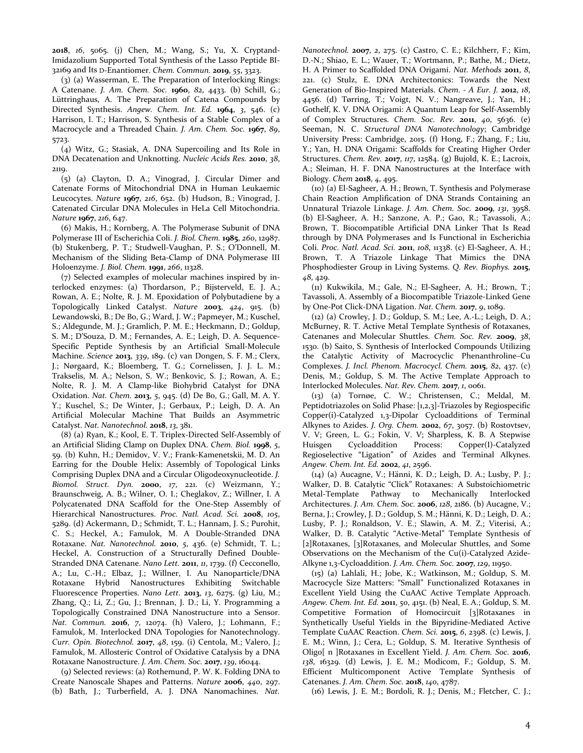**2018**, *16*, 5065. (j) Chen, M.; Wang, S.; Yu, X. Cryptand-Imidazolium Supported Total Synthesis of the Lasso Peptide BI-32169 and Its D-Enantiomer. *Chem. Commun.* **2019**, *55*, 3323.

(3) (a) Wasserman, E. The Preparation of Interlocking Rings: A Catenane. *J. Am. Chem. Soc.* **1960**, *82*, 4433. (b) Schill, G.; Lüttringhaus, A. The Preparation of Catena Compounds by Directed Synthesis. *Angew. Chem. Int. Ed.* **1964**, *3*, 546. (c) Harrison, I. T.; Harrison, S. Synthesis of a Stable Complex of a Macrocycle and a Threaded Chain. *J. Am. Chem. Soc.* **1967**, *89*, 5723.

(4) Witz, G.; Stasiak, A. DNA Supercoiling and Its Role in DNA Decatenation and Unknotting. *Nucleic Acids Res.* **2010**, *38*, 2119.

(5) (a) Clayton, D. A.; Vinograd, J. Circular Dimer and Catenate Forms of Mitochondrial DNA in Human Leukaemic Leucocytes. *Nature* **1967**, *216*, 652. (b) Hudson, B.; Vinograd, J. Catenated Circular DNA Molecules in HeLa Cell Mitochondria. *Nature* **1967**, *216*, 647.

(6) Makis, H.; Kornberg, A. The Polymerase Subunit of DNA Polymerase III of Escherichia Coli. *J. Biol. Chem.* **1985**, *260*, 12987. (b) Stukenberg, P. T.; Studwell-Vaughan, P. S.; O'Donnell, M. Mechanism of the Sliding Beta-Clamp of DNA Polymerase III Holoenzyme. *J. Biol. Chem.* **1991**, *266*, 11328.

(7) Selected examples of molecular machines inspired by interlocked enzymes: (a) Thordarson, P.; Bijsterveld, E. J. A.; Rowan, A. E.; Nolte, R. J. M. Epoxidation of Polybutadiene by a Topologically Linked Catalyst. *Nature* **2003**, *424*, 915. (b) Lewandowski, B.; De Bo, G.; Ward, J. W.; Papmeyer, M.; Kuschel, S.; Aldegunde, M. J.; Gramlich, P. M. E.; Heckmann, D.; Goldup, S. M.; D'Souza, D. M.; Fernandes, A. E.; Leigh, D. A. Sequence-Specific Peptide Synthesis by an Artificial Small-Molecule Machine. *Science* **2013**, *339*, 189. (c) van Dongen, S. F. M.; Clerx, J.; Nørgaard, K.; Bloemberg, T. G.; Cornelissen, J. J. L. M.; Trakselis, M. A.; Nelson, S. W.; Benkovic, S. J.; Rowan, A. E.; Nolte, R. J. M. A Clamp-like Biohybrid Catalyst for DNA Oxidation. *Nat. Chem.* **2013**, *5*, 945. (d) De Bo, G.; Gall, M. A. Y. Y.; Kuschel, S.; De Winter, J.; Gerbaux, P.; Leigh, D. A. An Artificial Molecular Machine That Builds an Asymmetric Catalyst. *Nat. Nanotechnol.* **2018**, *13*, 381.

(8) (a) Ryan, K.; Kool, E. T. Triplex-Directed Self-Assembly of an Artificial Sliding Clamp on Duplex DNA. *Chem. Biol.* **1998**, *5*, 59. (b) Kuhn, H.; Demidov, V. V.; Frank-Kamenetskii, M. D. An Earring for the Double Helix: Assembly of Topological Links Comprising Duplex DNA and a Circular Oligodeoxynucleotide. *J. Biomol. Struct. Dyn.* **2000**, *17*, 221. (c) Weizmann, Y.; Braunschweig, A. B.; Wilner, O. I.; Cheglakov, Z.; Willner, I. A Polycatenated DNA Scaffold for the One-Step Assembly of Hierarchical Nanostructures. *Proc. Natl. Acad. Sci.* **2008**, *105*, 5289. (d) Ackermann, D.; Schmidt, T. L.; Hannam, J. S.; Purohit, C. S.; Heckel, A.; Famulok, M. A Double-Stranded DNA Rotaxane. *Nat. Nanotechnol.* **2010**, *5*, 436. (e) Schmidt, T. L.; Heckel, A. Construction of a Structurally Defined Double-Stranded DNA Catenane. *Nano Lett.* **2011**, *11*, 1739. (f) Cecconello, A.; Lu, C.-H.; Elbaz, J.; Willner, I. Au Nanoparticle/DNA Rotaxane Hybrid Nanostructures Exhibiting Switchable Fluorescence Properties. *Nano Lett.* **2013**, *13*, 6275. (g) Liu, M.; Zhang, Q.; Li, Z.; Gu, J.; Brennan, J. D.; Li, Y. Programming a Topologically Constrained DNA Nanostructure into a Sensor. *Nat. Commun.* **2016**, *7*, 12074. (h) Valero, J.; Lohmann, F.; Famulok, M. Interlocked DNA Topologies for Nanotechnology. *Curr. Opin. Biotechnol.* **2017**, *48*, 159. (i) Centola, M.; Valero, J.; Famulok, M. Allosteric Control of Oxidative Catalysis by a DNA Rotaxane Nanostructure. *J. Am. Chem. Soc.* **2017**, *139*, 16044.

(9) Selected reviews: (a) Rothemund, P. W. K. Folding DNA to Create Nanoscale Shapes and Patterns. *Nature* **2006**, *440*, 297. (b) Bath, J.; Turberfield, A. J. DNA Nanomachines. *Nat. Nanotechnol.* **2007**, *2*, 275. (c) Castro, C. E.; Kilchherr, F.; Kim, D.-N.; Shiao, E. L.; Wauer, T.; Wortmann, P.; Bathe, M.; Dietz, H. A Primer to Scaffolded DNA Origami. *Nat. Methods* **2011**, *8*, 221. (c) Stulz, E. DNA Architectonics: Towards the Next Generation of Bio-Inspired Materials. *Chem. - A Eur. J.* **2012**, *18*, 4456. (d) Tørring, T.; Voigt, N. V.; Nangreave, J.; Yan, H.; Gothelf, K. V. DNA Origami: A Quantum Leap for Self-Assembly of Complex Structures. *Chem. Soc. Rev.* **2011**, *40*, 5636. (e) Seeman, N. C. *Structural DNA Nanotechnology*; Cambridge University Press: Cambridge, 2015. (f) Hong, F.; Zhang, F.; Liu, Y.; Yan, H. DNA Origami: Scaffolds for Creating Higher Order Structures. *Chem. Rev.* **2017**, *117*, 12584. (g) Bujold, K. E.; Lacroix, A.; Sleiman, H. F. DNA Nanostructures at the Interface with Biology. *Chem* **2018**, *4*, 495.

(10) (a) El-Sagheer, A. H.; Brown, T. Synthesis and Polymerase Chain Reaction Amplification of DNA Strands Containing an Unnatural Triazole Linkage. *J. Am. Chem. Soc.* **2009**, *131*, 3958. (b) El-Sagheer, A. H.; Sanzone, A. P.; Gao, R.; Tavassoli, A.; Brown, T. Biocompatible Artificial DNA Linker That Is Read through by DNA Polymerases and Is Functional in Escherichia Coli. *Proc. Natl. Acad. Sci.* **2011**, *108*, 11338. (c) El-Sagheer, A. H.; Brown, T. A Triazole Linkage That Mimics the DNA Phosphodiester Group in Living Systems. *Q. Rev. Biophys.* **2015**, *48*, 429.

(11) Kukwikila, M.; Gale, N.; El-Sagheer, A. H.; Brown, T.; Tavassoli, A. Assembly of a Biocompatible Triazole-Linked Gene by One-Pot Click-DNA Ligation. *Nat. Chem.* **2017**, *9*, 1089.

(12) (a) Crowley, J. D.; Goldup, S. M.; Lee, A.-L.; Leigh, D. A.; McBurney, R. T. Active Metal Template Synthesis of Rotaxanes, Catenanes and Molecular Shuttles. *Chem. Soc. Rev.* **2009**, *38*, 1530. (b) Saito, S. Synthesis of Interlocked Compounds Utilizing the Catalytic Activity of Macrocyclic Phenanthroline–Cu Complexes. *J. Incl. Phenom. Macrocycl. Chem.* **2015**, *82*, 437. (c) Denis, M.; Goldup, S. M. The Active Template Approach to Interlocked Molecules. *Nat. Rev. Chem.* **2017**, *1*, 0061.

(13) (a) Tornøe, C. W.; Christensen, C.; Meldal, M. Peptidotriazoles on Solid Phase: [1,2,3]-Triazoles by Regiospecific Copper(i)-Catalyzed 1,3-Dipolar Cycloadditions of Terminal Alkynes to Azides. *J. Org. Chem.* **2002**, *67*, 3057. (b) Rostovtsev, V. V.; Green, L. G.; Fokin, V. V.; Sharpless, K. B. A Stepwise Huisgen Cycloaddition Process: Copper(I)-Catalyzed Regioselective "Ligation" of Azides and Terminal Alkynes. *Angew. Chem. Int. Ed.* **2002**, *41*, 2596.

(14) (a) Aucagne, V.; Hänni, K. D.; Leigh, D. A.; Lusby, P. J.; Walker, D. B. Catalytic "Click" Rotaxanes: A Substoichiometric Metal-Template Pathway to Mechanically Interlocked Architectures. *J. Am. Chem. Soc.* **2006**, *128*, 2186. (b) Aucagne, V.; Berna, J.; Crowley, J. D.; Goldup, S. M.; Hänni, K. D.; Leigh, D. A.; Lusby, P. J.; Ronaldson, V. E.; Slawin, A. M. Z.; Viterisi, A.; Walker, D. B. Catalytic "Active-Metal" Template Synthesis of [2]Rotaxanes, [3]Rotaxanes, and Molecular Shuttles, and Some Observations on the Mechanism of the Cu(i)-Catalyzed Azide-Alkyne 1,3-Cycloaddition. *J. Am. Chem. Soc.* **2007**, *129*, 11950.

(15) (a) Lahlali, H.; Jobe, K.; Watkinson, M.; Goldup, S. M. Macrocycle Size Matters: "Small" Functionalized Rotaxanes in Excellent Yield Using the CuAAC Active Template Approach. *Angew. Chem. Int. Ed.* **2011**, *50*, 4151. (b) Neal, E. A.; Goldup, S. M. Competitive Formation of Homocircuit [3]Rotaxanes in Synthetically Useful Yields in the Bipyridine-Mediated Active Template CuAAC Reaction. *Chem. Sci.* **2015**, *6*, 2398. (c) Lewis, J. E. M.; Winn, J.; Cera, L.; Goldup, S. M. Iterative Synthesis of Oligo[ n ]Rotaxanes in Excellent Yield. *J. Am. Chem. Soc.* **2016**, *138*, 16329. (d) Lewis, J. E. M.; Modicom, F.; Goldup, S. M. Efficient Multicomponent Active Template Synthesis of Catenanes. *J. Am. Chem. Soc.* **2018**, *140*, 4787.

(16) Lewis, J. E. M.; Bordoli, R. J.; Denis, M.; Fletcher, C. J.;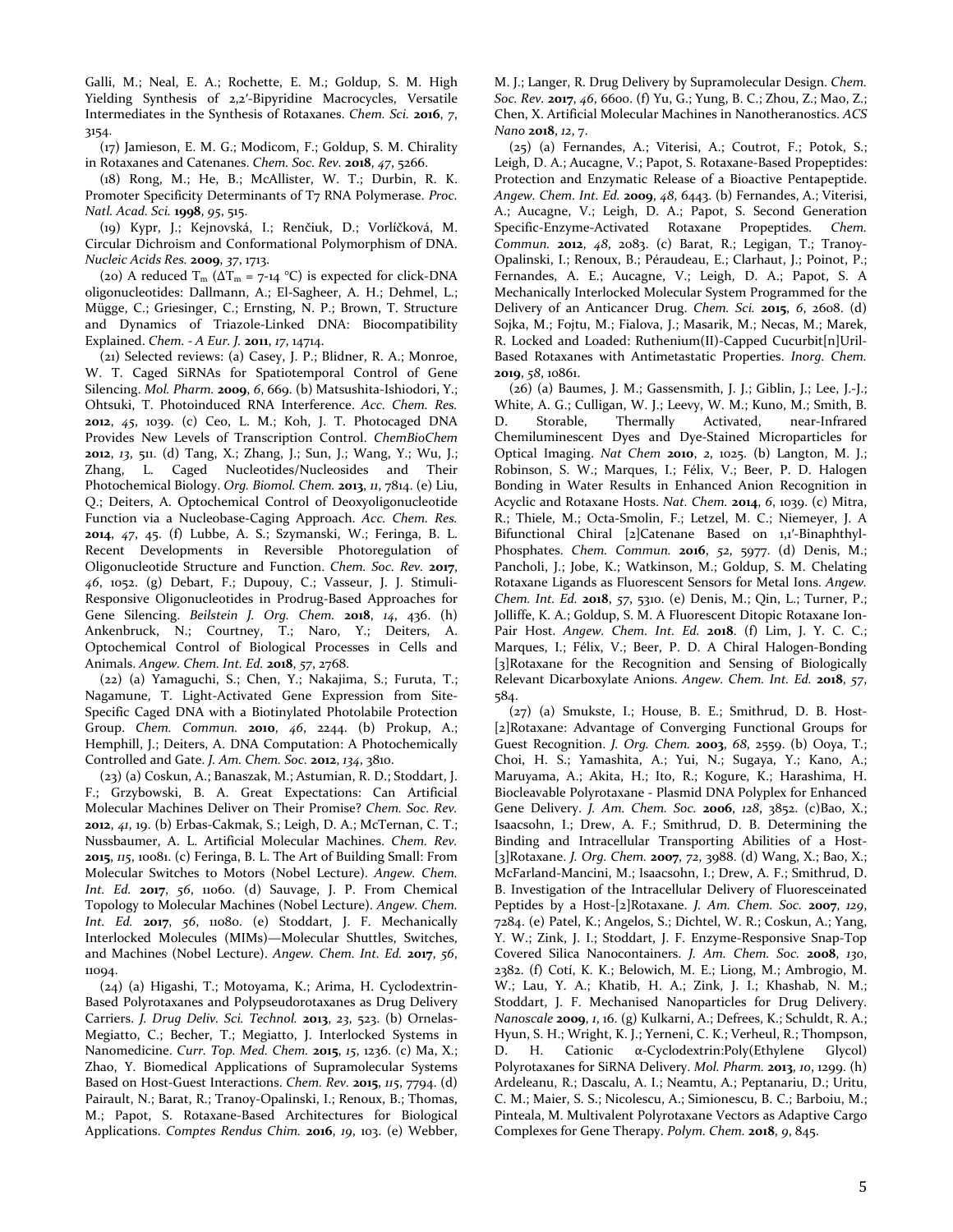Galli, M.; Neal, E. A.; Rochette, E. M.; Goldup, S. M. High Yielding Synthesis of 2,2′-Bipyridine Macrocycles, Versatile Intermediates in the Synthesis of Rotaxanes. *Chem. Sci.* **2016**, *7*, 3154.

(17) Jamieson, E. M. G.; Modicom, F.; Goldup, S. M. Chirality in Rotaxanes and Catenanes. *Chem. Soc. Rev.* **2018**, *47*, 5266.

(18) Rong, M.; He, B.; McAllister, W. T.; Durbin, R. K. Promoter Specificity Determinants of T7 RNA Polymerase. *Proc. Natl. Acad. Sci.* **1998**, *95*, 515.

(19) Kypr, J.; Kejnovská, I.; Renčiuk, D.; Vorlíčková, M. Circular Dichroism and Conformational Polymorphism of DNA. *Nucleic Acids Res.* **2009**, *37*, 1713.

(20) A reduced $T_m$ ($\Delta T_m$ = 7-14 °C) is expected for click-DNA oligonucleotides: Dallmann, A.; El-Sagheer, A. H.; Dehmel, L.; Mügge, C.; Griesinger, C.; Ernsting, N. P.; Brown, T. Structure and Dynamics of Triazole-Linked DNA: Biocompatibility Explained. *Chem. - A Eur. J.* **2011**, *17*, 14714.

(21) Selected reviews: (a) Casey, J. P.; Blidner, R. A.; Monroe, W. T. Caged SiRNAs for Spatiotemporal Control of Gene Silencing. *Mol. Pharm.* **2009**, *6*, 669. (b) Matsushita-Ishiodori, Y.; Ohtsuki, T. Photoinduced RNA Interference. *Acc. Chem. Res.* **2012**, *45*, 1039. (c) Ceo, L. M.; Koh, J. T. Photocaged DNA Provides New Levels of Transcription Control. *ChemBioChem* **2012**, *13*, 511. (d) Tang, X.; Zhang, J.; Sun, J.; Wang, Y.; Wu, J.; Zhang, L. Caged Nucleotides/Nucleosides and Their Photochemical Biology. *Org. Biomol. Chem.* **2013**, *11*, 7814. (e) Liu, Q.; Deiters, A. Optochemical Control of Deoxyoligonucleotide Function via a Nucleobase-Caging Approach. *Acc. Chem. Res.* **2014**, *47*, 45. (f) Lubbe, A. S.; Szymanski, W.; Feringa, B. L. Recent Developments in Reversible Photoregulation of Oligonucleotide Structure and Function. *Chem. Soc. Rev.* **2017**, *46*, 1052. (g) Debart, F.; Dupouy, C.; Vasseur, J. J. Stimuli-Responsive Oligonucleotides in Prodrug-Based Approaches for Gene Silencing. *Beilstein J. Org. Chem.* **2018**, *14*, 436. (h) Ankenbruck, N.; Courtney, T.; Naro, Y.; Deiters, A. Optochemical Control of Biological Processes in Cells and Animals. *Angew. Chem. Int. Ed.* **2018**, *57*, 2768.

(22) (a) Yamaguchi, S.; Chen, Y.; Nakajima, S.; Furuta, T.; Nagamune, T. Light-Activated Gene Expression from Site-Specific Caged DNA with a Biotinylated Photolabile Protection Group. *Chem. Commun.* **2010**, *46*, 2244. (b) Prokup, A.; Hemphill, J.; Deiters, A. DNA Computation: A Photochemically Controlled and Gate. *J. Am. Chem. Soc.* **2012**, *134*, 3810.

(23) (a) Coskun, A.; Banaszak, M.; Astumian, R. D.; Stoddart, J. F.; Grzybowski, B. A. Great Expectations: Can Artificial Molecular Machines Deliver on Their Promise? *Chem. Soc. Rev.* **2012**, *41*, 19. (b) Erbas-Cakmak, S.; Leigh, D. A.; McTernan, C. T.; Nussbaumer, A. L. Artificial Molecular Machines. *Chem. Rev.* **2015**, *115*, 10081. (c) Feringa, B. L. The Art of Building Small: From Molecular Switches to Motors (Nobel Lecture). *Angew. Chem. Int. Ed.* **2017**, *56*, 11060. (d) Sauvage, J. P. From Chemical Topology to Molecular Machines (Nobel Lecture). *Angew. Chem. Int. Ed.* **2017**, *56*, 11080. (e) Stoddart, J. F. Mechanically Interlocked Molecules (MIMs)—Molecular Shuttles, Switches, and Machines (Nobel Lecture). *Angew. Chem. Int. Ed.* **2017**, *56*, 11094.

(24) (a) Higashi, T.; Motoyama, K.; Arima, H. Cyclodextrin-Based Polyrotaxanes and Polypseudorotaxanes as Drug Delivery Carriers. *J. Drug Deliv. Sci. Technol.* **2013**, *23*, 523. (b) Ornelas-Megiatto, C.; Becher, T.; Megiatto, J. Interlocked Systems in Nanomedicine. *Curr. Top. Med. Chem.* **2015**, *15*, 1236. (c) Ma, X.; Zhao, Y. Biomedical Applications of Supramolecular Systems Based on Host-Guest Interactions. *Chem. Rev.* **2015**, *115*, 7794. (d) Pairault, N.; Barat, R.; Tranoy-Opalinski, I.; Renoux, B.; Thomas, M.; Papot, S. Rotaxane-Based Architectures for Biological Applications. *Comptes Rendus Chim.* **2016**, *19*, 103. (e) Webber, M. J.; Langer, R. Drug Delivery by Supramolecular Design. *Chem. Soc. Rev.* **2017**, *46*, 6600. (f) Yu, G.; Yung, B. C.; Zhou, Z.; Mao, Z.; Chen, X. Artificial Molecular Machines in Nanotheranostics. *ACS Nano* **2018**, *12*, 7.

(25) (a) Fernandes, A.; Viterisi, A.; Coutrot, F.; Potok, S.; Leigh, D. A.; Aucagne, V.; Papot, S. Rotaxane-Based Propeptides: Protection and Enzymatic Release of a Bioactive Pentapeptide. *Angew. Chem. Int. Ed.* **2009**, *48*, 6443. (b) Fernandes, A.; Viterisi, A.; Aucagne, V.; Leigh, D. A.; Papot, S. Second Generation Specific-Enzyme-Activated Rotaxane Propeptides. *Chem. Commun.* **2012**, *48*, 2083. (c) Barat, R.; Legigan, T.; Tranoy-Opalinski, I.; Renoux, B.; Péraudeau, E.; Clarhaut, J.; Poinot, P.; Fernandes, A. E.; Aucagne, V.; Leigh, D. A.; Papot, S. A Mechanically Interlocked Molecular System Programmed for the Delivery of an Anticancer Drug. *Chem. Sci.* **2015**, *6*, 2608. (d) Sojka, M.; Fojtu, M.; Fialova, J.; Masarik, M.; Necas, M.; Marek, R. Locked and Loaded: Ruthenium(II)-Capped Cucurbit[n]Uril-Based Rotaxanes with Antimetastatic Properties. *Inorg. Chem.* **2019**, *58*, 10861.

(26) (a) Baumes, J. M.; Gassensmith, J. J.; Giblin, J.; Lee, J.-J.; White, A. G.; Culligan, W. J.; Leevy, W. M.; Kuno, M.; Smith, B. D. Storable, Thermally Activated, near-Infrared Chemiluminescent Dyes and Dye-Stained Microparticles for Optical Imaging. *Nat Chem* **2010**, *2*, 1025. (b) Langton, M. J.; Robinson, S. W.; Marques, I.; Félix, V.; Beer, P. D. Halogen Bonding in Water Results in Enhanced Anion Recognition in Acyclic and Rotaxane Hosts. *Nat. Chem.* **2014**, *6*, 1039. (c) Mitra, R.; Thiele, M.; Octa-Smolin, F.; Letzel, M. C.; Niemeyer, J. A Bifunctional Chiral [2]Catenane Based on 1,1′-Binaphthyl-Phosphates. *Chem. Commun.* **2016**, *52*, 5977. (d) Denis, M.; Pancholi, J.; Jobe, K.; Watkinson, M.; Goldup, S. M. Chelating Rotaxane Ligands as Fluorescent Sensors for Metal Ions. *Angew. Chem. Int. Ed.* **2018**, *57*, 5310. (e) Denis, M.; Qin, L.; Turner, P.; Jolliffe, K. A.; Goldup, S. M. A Fluorescent Ditopic Rotaxane Ion-Pair Host. *Angew. Chem. Int. Ed.* **2018**. (f) Lim, J. Y. C. C.; Marques, I.; Félix, V.; Beer, P. D. A Chiral Halogen-Bonding [3]Rotaxane for the Recognition and Sensing of Biologically Relevant Dicarboxylate Anions. *Angew. Chem. Int. Ed.* **2018**, *57*, 584.

(27) (a) Smukste, I.; House, B. E.; Smithrud, D. B. Host-[2]Rotaxane: Advantage of Converging Functional Groups for Guest Recognition. *J. Org. Chem.* **2003**, *68*, 2559. (b) Ooya, T.; Choi, H. S.; Yamashita, A.; Yui, N.; Sugaya, Y.; Kano, A.; Maruyama, A.; Akita, H.; Ito, R.; Kogure, K.; Harashima, H. Biocleavable Polyrotaxane - Plasmid DNA Polyplex for Enhanced Gene Delivery. *J. Am. Chem. Soc.* **2006**, *128*, 3852. (c)Bao, X.; Isaacsohn, I.; Drew, A. F.; Smithrud, D. B. Determining the Binding and Intracellular Transporting Abilities of a Host-[3]Rotaxane. *J. Org. Chem.* **2007**, *72*, 3988. (d) Wang, X.; Bao, X.; McFarland-Mancini, M.; Isaacsohn, I.; Drew, A. F.; Smithrud, D. B. Investigation of the Intracellular Delivery of Fluoresceinated Peptides by a Host-[2]Rotaxane. *J. Am. Chem. Soc.* **2007**, *129*, 7284. (e) Patel, K.; Angelos, S.; Dichtel, W. R.; Coskun, A.; Yang, Y. W.; Zink, J. I.; Stoddart, J. F. Enzyme-Responsive Snap-Top Covered Silica Nanocontainers. *J. Am. Chem. Soc.* **2008**, *130*, 2382. (f) Cotí, K. K.; Belowich, M. E.; Liong, M.; Ambrogio, M. W.; Lau, Y. A.; Khatib, H. A.; Zink, J. I.; Khashab, N. M.; Stoddart, J. F. Mechanised Nanoparticles for Drug Delivery. *Nanoscale* **2009**, *1*, 16. (g) Kulkarni, A.; Defrees, K.; Schuldt, R. A.; Hyun, S. H.; Wright, K. J.; Yerneni, C. K.; Verheul, R.; Thompson, D. H. Cationic α-Cyclodextrin:Poly(Ethylene Glycol) Polyrotaxanes for SiRNA Delivery. *Mol. Pharm.* **2013**, *10*, 1299. (h) Ardeleanu, R.; Dascalu, A. I.; Neamtu, A.; Peptanariu, D.; Uritu, C. M.; Maier, S. S.; Nicolescu, A.; Simionescu, B. C.; Barboiu, M.; Pinteala, M. Multivalent Polyrotaxane Vectors as Adaptive Cargo Complexes for Gene Therapy. *Polym. Chem.* **2018**, *9*, 845.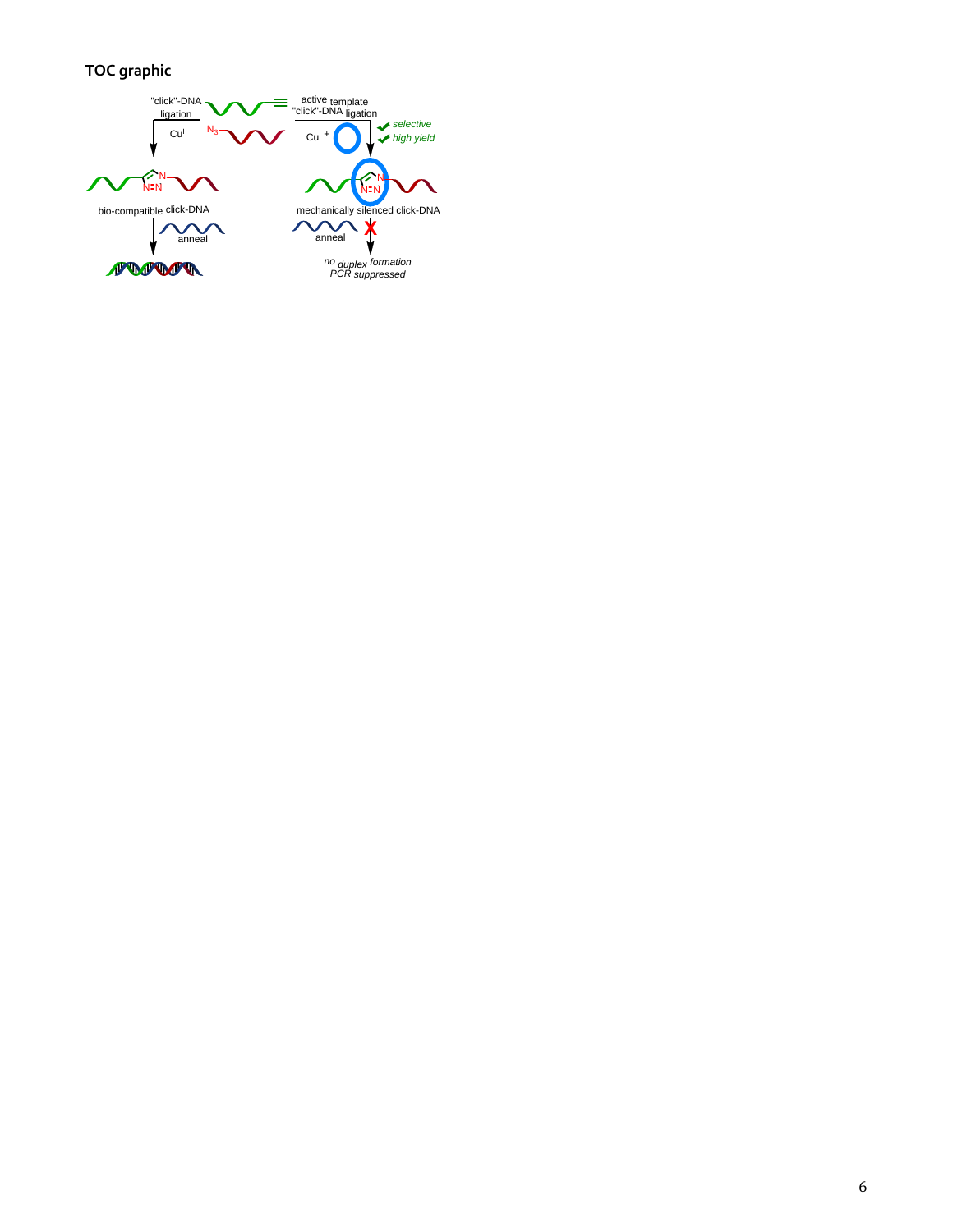**TOC graphic**

"click"-DNA ligation

$Cu^I$

$N_3$

active template "click"-DNA ligation

$Cu^I$ +

*selective*

*high yield*

bio-compatible click-DNA

anneal

mechanically silenced click-DNA

anneal

*no duplex formation*

*PCR suppressed*